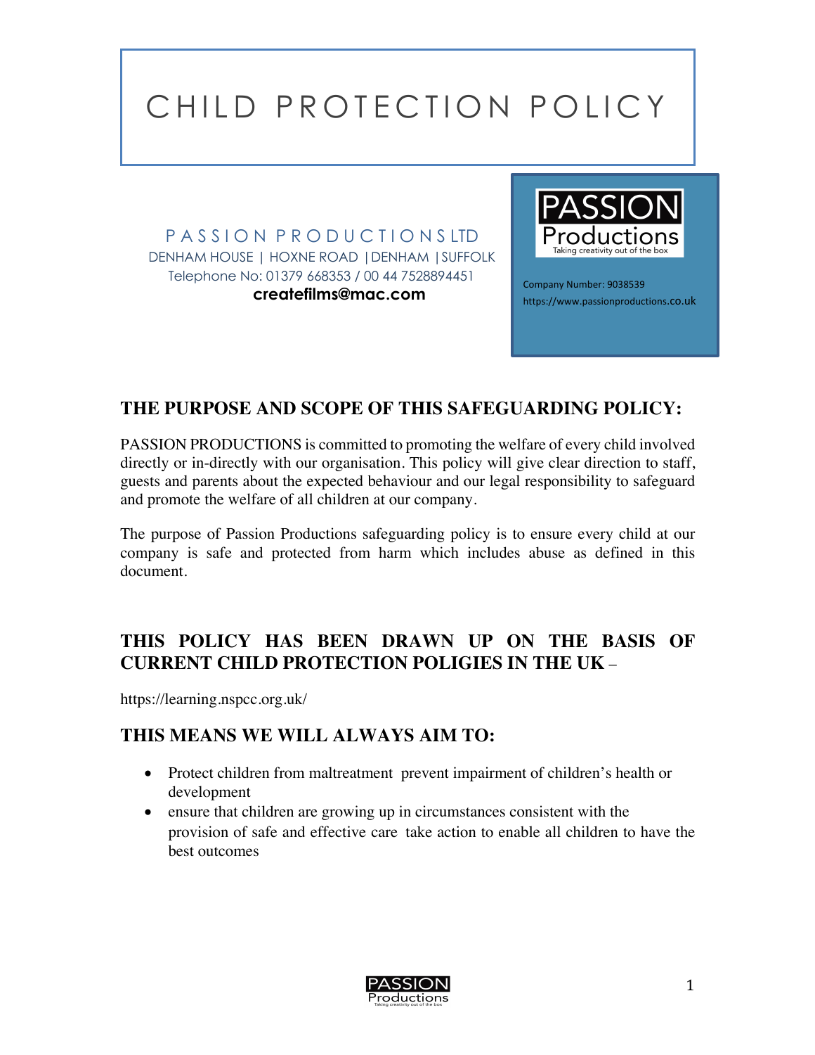# CHILD PROTECTION POLICY

PASSION PRODUCTIONS LTD
DENHAM HOUSE | HOXNE ROAD | DENHAM | SUFFOLK
Telephone No: 01379 668353 / 00 44 7528894451
**createfilms@mac.com**

PASSION Productions
Taking creativity out of the box

Company Number: 9038539
https://www.passionproductions.co.uk

## THE PURPOSE AND SCOPE OF THIS SAFEGUARDING POLICY:

PASSION PRODUCTIONS is committed to promoting the welfare of every child involved directly or in-directly with our organisation. This policy will give clear direction to staff, guests and parents about the expected behaviour and our legal responsibility to safeguard and promote the welfare of all children at our company.

The purpose of Passion Productions safeguarding policy is to ensure every child at our company is safe and protected from harm which includes abuse as defined in this document.

## THIS POLICY HAS BEEN DRAWN UP ON THE BASIS OF CURRENT CHILD PROTECTION POLIGIES IN THE UK –

https://learning.nspcc.org.uk/

## THIS MEANS WE WILL ALWAYS AIM TO:

- Protect children from maltreatment prevent impairment of children's health or development
- ensure that children are growing up in circumstances consistent with the provision of safe and effective care take action to enable all children to have the best outcomes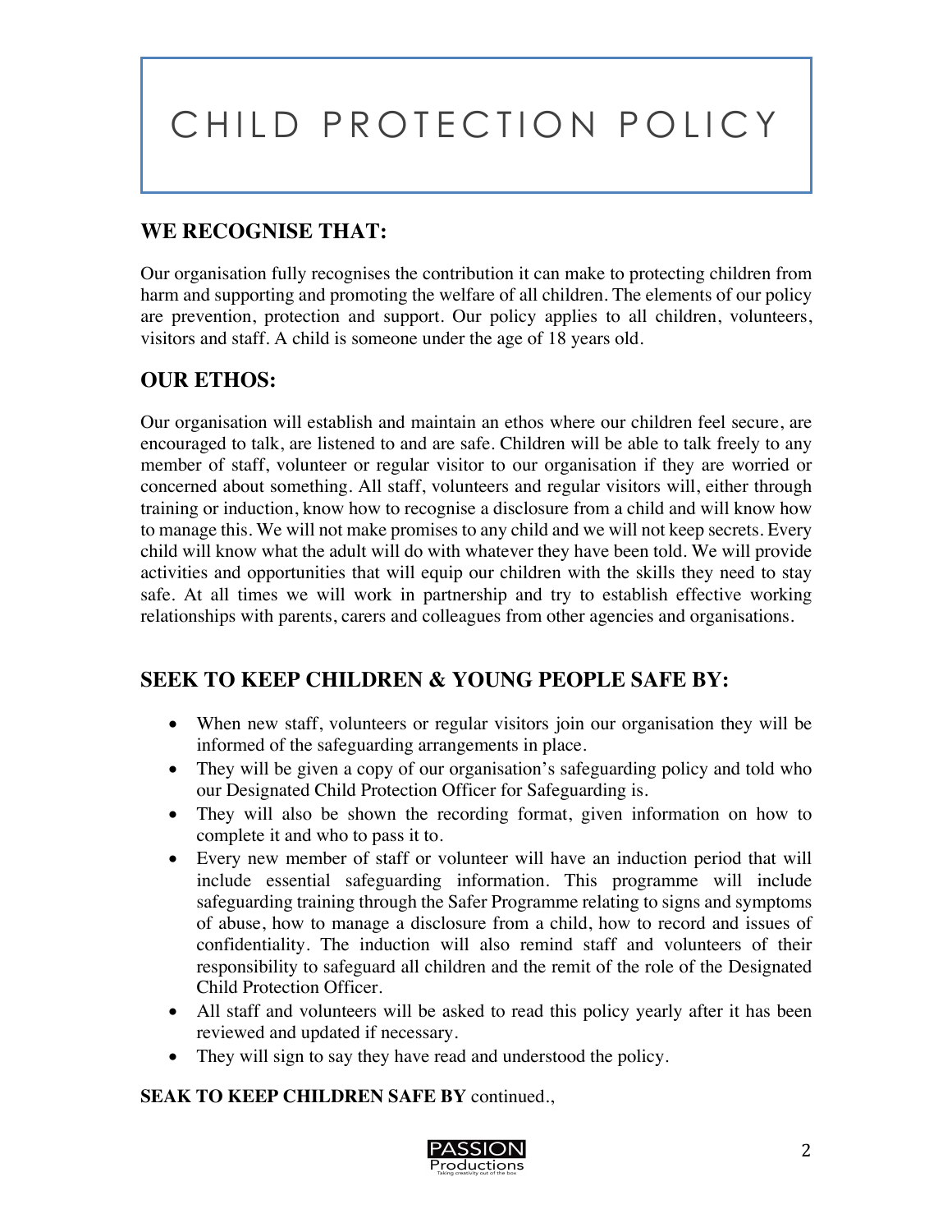# CHILD PROTECTION POLICY

## WE RECOGNISE THAT:

Our organisation fully recognises the contribution it can make to protecting children from harm and supporting and promoting the welfare of all children. The elements of our policy are prevention, protection and support. Our policy applies to all children, volunteers, visitors and staff. A child is someone under the age of 18 years old.

## OUR ETHOS:

Our organisation will establish and maintain an ethos where our children feel secure, are encouraged to talk, are listened to and are safe. Children will be able to talk freely to any member of staff, volunteer or regular visitor to our organisation if they are worried or concerned about something. All staff, volunteers and regular visitors will, either through training or induction, know how to recognise a disclosure from a child and will know how to manage this. We will not make promises to any child and we will not keep secrets. Every child will know what the adult will do with whatever they have been told. We will provide activities and opportunities that will equip our children with the skills they need to stay safe. At all times we will work in partnership and try to establish effective working relationships with parents, carers and colleagues from other agencies and organisations.

## SEEK TO KEEP CHILDREN & YOUNG PEOPLE SAFE BY:

- When new staff, volunteers or regular visitors join our organisation they will be informed of the safeguarding arrangements in place.
- They will be given a copy of our organisation's safeguarding policy and told who our Designated Child Protection Officer for Safeguarding is.
- They will also be shown the recording format, given information on how to complete it and who to pass it to.
- Every new member of staff or volunteer will have an induction period that will include essential safeguarding information. This programme will include safeguarding training through the Safer Programme relating to signs and symptoms of abuse, how to manage a disclosure from a child, how to record and issues of confidentiality. The induction will also remind staff and volunteers of their responsibility to safeguard all children and the remit of the role of the Designated Child Protection Officer.
- All staff and volunteers will be asked to read this policy yearly after it has been reviewed and updated if necessary.
- They will sign to say they have read and understood the policy.

**SEAK TO KEEP CHILDREN SAFE BY** continued.,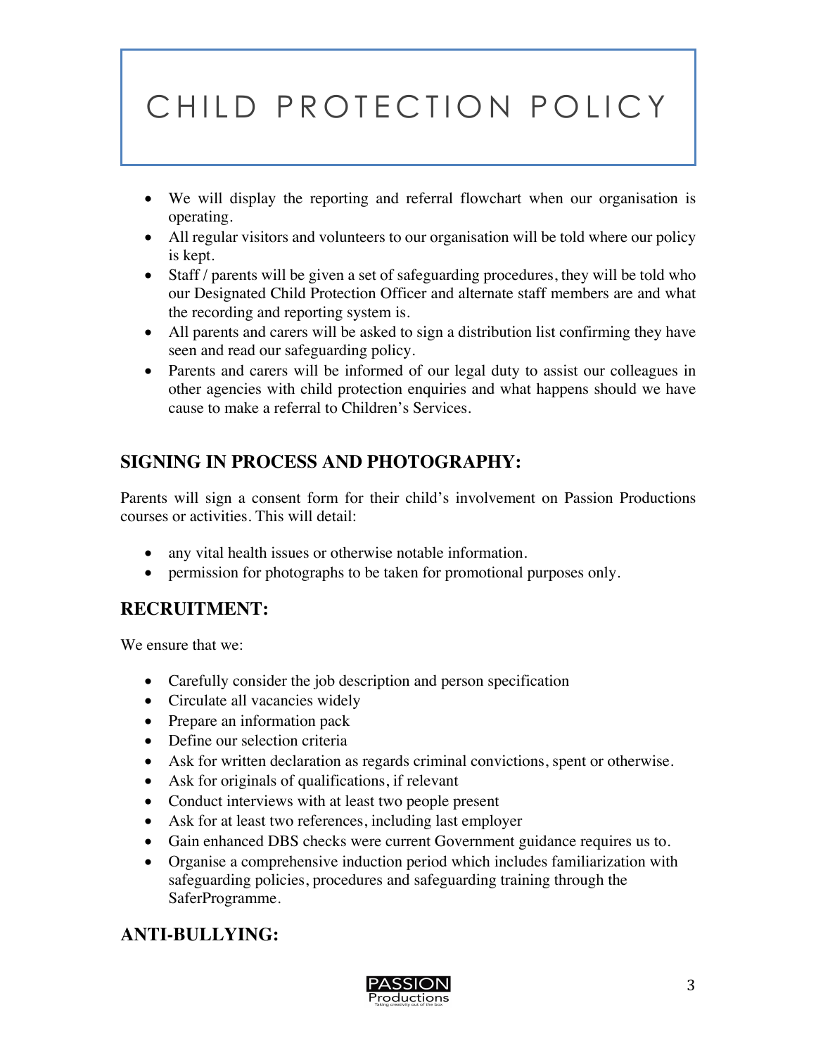# CHILD PROTECTION POLICY

- We will display the reporting and referral flowchart when our organisation is operating.
- All regular visitors and volunteers to our organisation will be told where our policy is kept.
- Staff / parents will be given a set of safeguarding procedures, they will be told who our Designated Child Protection Officer and alternate staff members are and what the recording and reporting system is.
- All parents and carers will be asked to sign a distribution list confirming they have seen and read our safeguarding policy.
- Parents and carers will be informed of our legal duty to assist our colleagues in other agencies with child protection enquiries and what happens should we have cause to make a referral to Children's Services.

## SIGNING IN PROCESS AND PHOTOGRAPHY:

Parents will sign a consent form for their child's involvement on Passion Productions courses or activities. This will detail:

- any vital health issues or otherwise notable information.
- permission for photographs to be taken for promotional purposes only.

## RECRUITMENT:

We ensure that we:

- Carefully consider the job description and person specification
- Circulate all vacancies widely
- Prepare an information pack
- Define our selection criteria
- Ask for written declaration as regards criminal convictions, spent or otherwise.
- Ask for originals of qualifications, if relevant
- Conduct interviews with at least two people present
- Ask for at least two references, including last employer
- Gain enhanced DBS checks were current Government guidance requires us to.
- Organise a comprehensive induction period which includes familiarization with safeguarding policies, procedures and safeguarding training through the SaferProgramme.

## ANTI-BULLYING: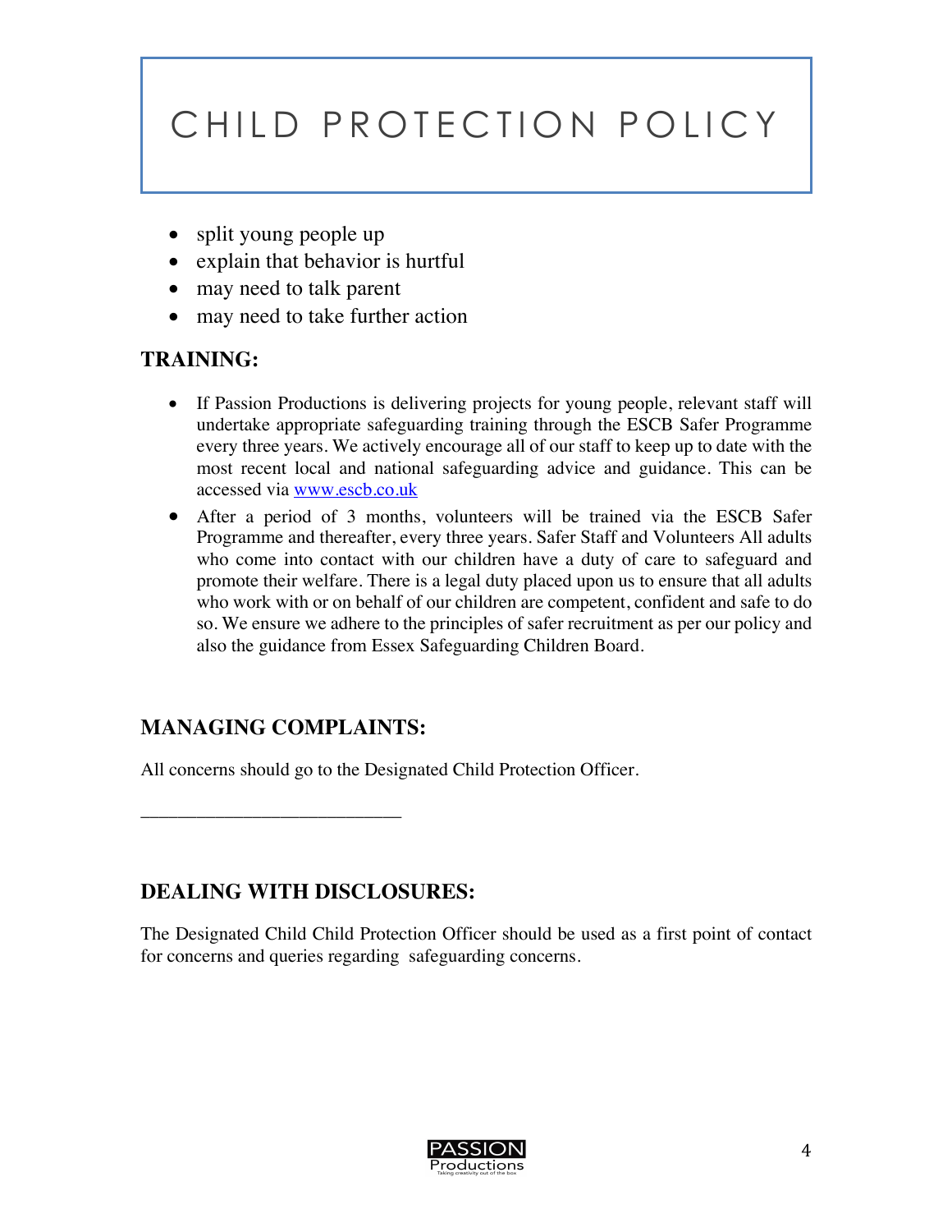# CHILD PROTECTION POLICY

- split young people up
- explain that behavior is hurtful
- may need to talk parent
- may need to take further action

## TRAINING:

- If Passion Productions is delivering projects for young people, relevant staff will undertake appropriate safeguarding training through the ESCB Safer Programme every three years. We actively encourage all of our staff to keep up to date with the most recent local and national safeguarding advice and guidance. This can be accessed via [www.escb.co.uk](http://www.escb.co.uk)
- After a period of 3 months, volunteers will be trained via the ESCB Safer Programme and thereafter, every three years. Safer Staff and Volunteers All adults who come into contact with our children have a duty of care to safeguard and promote their welfare. There is a legal duty placed upon us to ensure that all adults who work with or on behalf of our children are competent, confident and safe to do so. We ensure we adhere to the principles of safer recruitment as per our policy and also the guidance from Essex Safeguarding Children Board.

## MANAGING COMPLAINTS:

All concerns should go to the Designated Child Protection Officer.

___________________________

## DEALING WITH DISCLOSURES:

The Designated Child Child Protection Officer should be used as a first point of contact for concerns and queries regarding safeguarding concerns.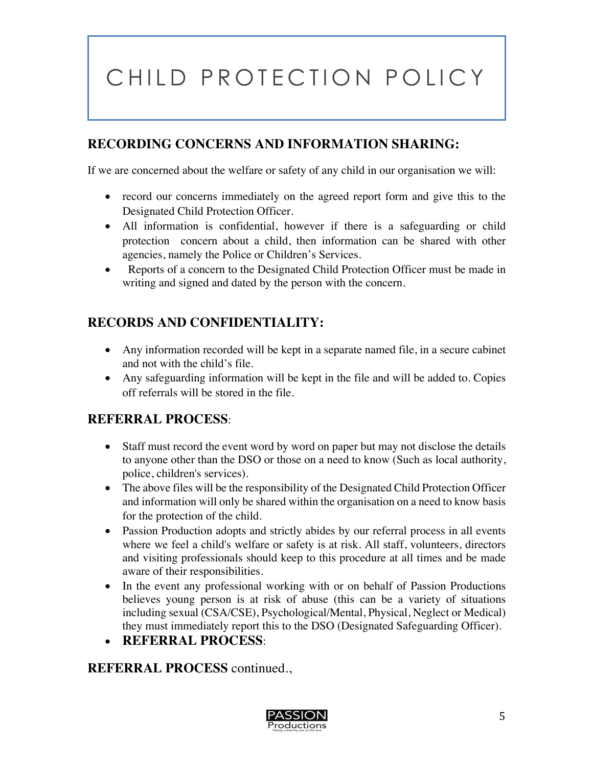# CHILD PROTECTION POLICY

## RECORDING CONCERNS AND INFORMATION SHARING:

If we are concerned about the welfare or safety of any child in our organisation we will:

- record our concerns immediately on the agreed report form and give this to the Designated Child Protection Officer.
- All information is confidential, however if there is a safeguarding or child protection concern about a child, then information can be shared with other agencies, namely the Police or Children's Services.
- Reports of a concern to the Designated Child Protection Officer must be made in writing and signed and dated by the person with the concern.

## RECORDS AND CONFIDENTIALITY:

- Any information recorded will be kept in a separate named file, in a secure cabinet and not with the child's file.
- Any safeguarding information will be kept in the file and will be added to. Copies off referrals will be stored in the file.

## REFERRAL PROCESS:

- Staff must record the event word by word on paper but may not disclose the details to anyone other than the DSO or those on a need to know (Such as local authority, police, children's services).
- The above files will be the responsibility of the Designated Child Protection Officer and information will only be shared within the organisation on a need to know basis for the protection of the child.
- Passion Production adopts and strictly abides by our referral process in all events where we feel a child's welfare or safety is at risk. All staff, volunteers, directors and visiting professionals should keep to this procedure at all times and be made aware of their responsibilities.
- In the event any professional working with or on behalf of Passion Productions believes young person is at risk of abuse (this can be a variety of situations including sexual (CSA/CSE), Psychological/Mental, Physical, Neglect or Medical) they must immediately report this to the DSO (Designated Safeguarding Officer).
- **REFERRAL PROCESS**:

**REFERRAL PROCESS** continued.,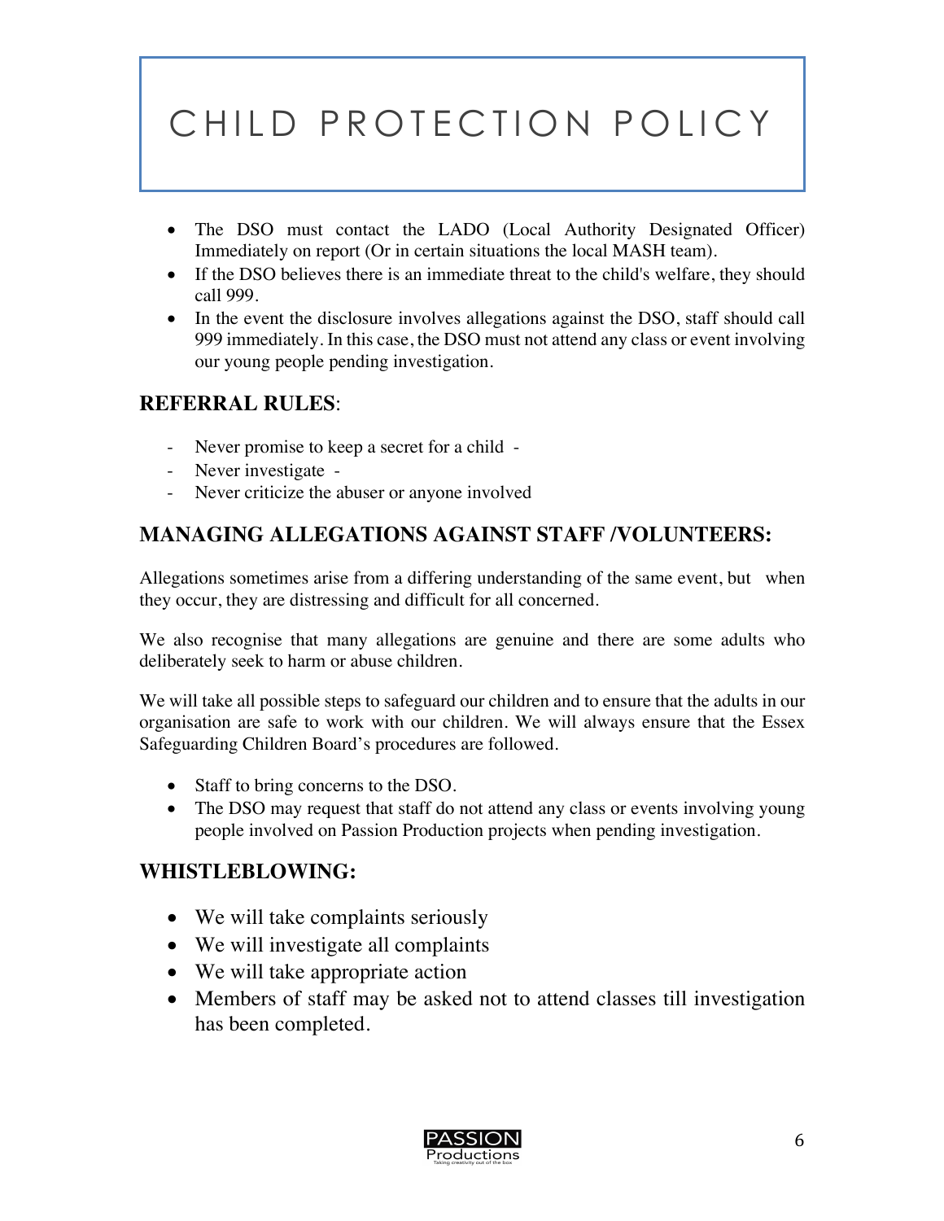# CHILD PROTECTION POLICY

- The DSO must contact the LADO (Local Authority Designated Officer) Immediately on report (Or in certain situations the local MASH team).
- If the DSO believes there is an immediate threat to the child's welfare, they should call 999.
- In the event the disclosure involves allegations against the DSO, staff should call 999 immediately. In this case, the DSO must not attend any class or event involving our young people pending investigation.

## REFERRAL RULES:

- Never promise to keep a secret for a child -
- Never investigate -
- Never criticize the abuser or anyone involved

## MANAGING ALLEGATIONS AGAINST STAFF /VOLUNTEERS:

Allegations sometimes arise from a differing understanding of the same event, but when they occur, they are distressing and difficult for all concerned.

We also recognise that many allegations are genuine and there are some adults who deliberately seek to harm or abuse children.

We will take all possible steps to safeguard our children and to ensure that the adults in our organisation are safe to work with our children. We will always ensure that the Essex Safeguarding Children Board's procedures are followed.

- Staff to bring concerns to the DSO.
- The DSO may request that staff do not attend any class or events involving young people involved on Passion Production projects when pending investigation.

## WHISTLEBLOWING:

- We will take complaints seriously
- We will investigate all complaints
- We will take appropriate action
- Members of staff may be asked not to attend classes till investigation has been completed.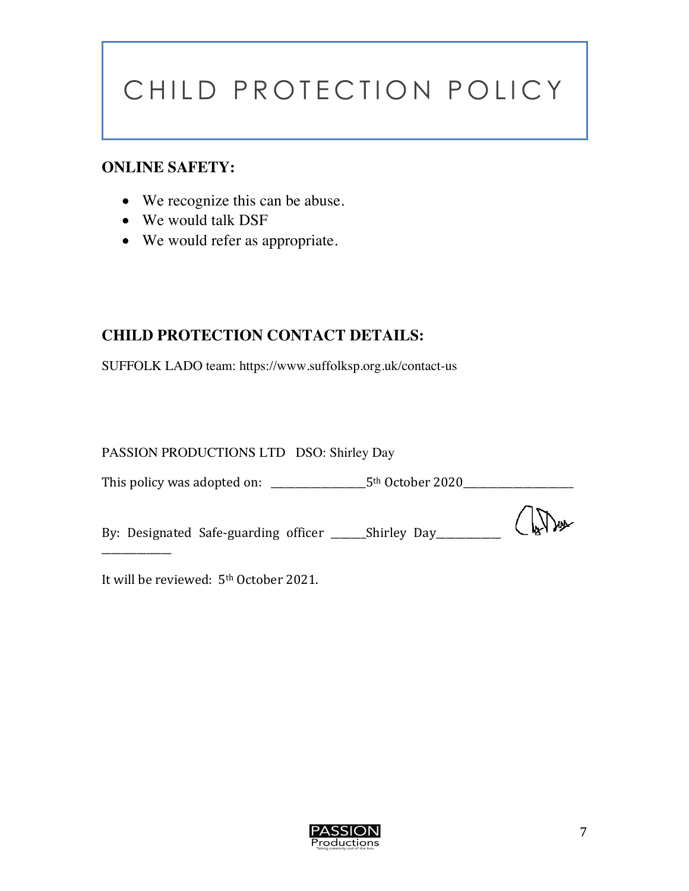# CHILD PROTECTION POLICY

**ONLINE SAFETY:**

- We recognize this can be abuse.
- We would talk DSF
- We would refer as appropriate.

**CHILD PROTECTION CONTACT DETAILS:**

SUFFOLK LADO team: https://www.suffolksp.org.uk/contact-us

PASSION PRODUCTIONS LTD DSO: Shirley Day

This policy was adopted on: ________________5th October 2020___________________

By: Designated Safe-guarding officer ______Shirley Day___________ ____________

It will be reviewed: 5th October 2021.